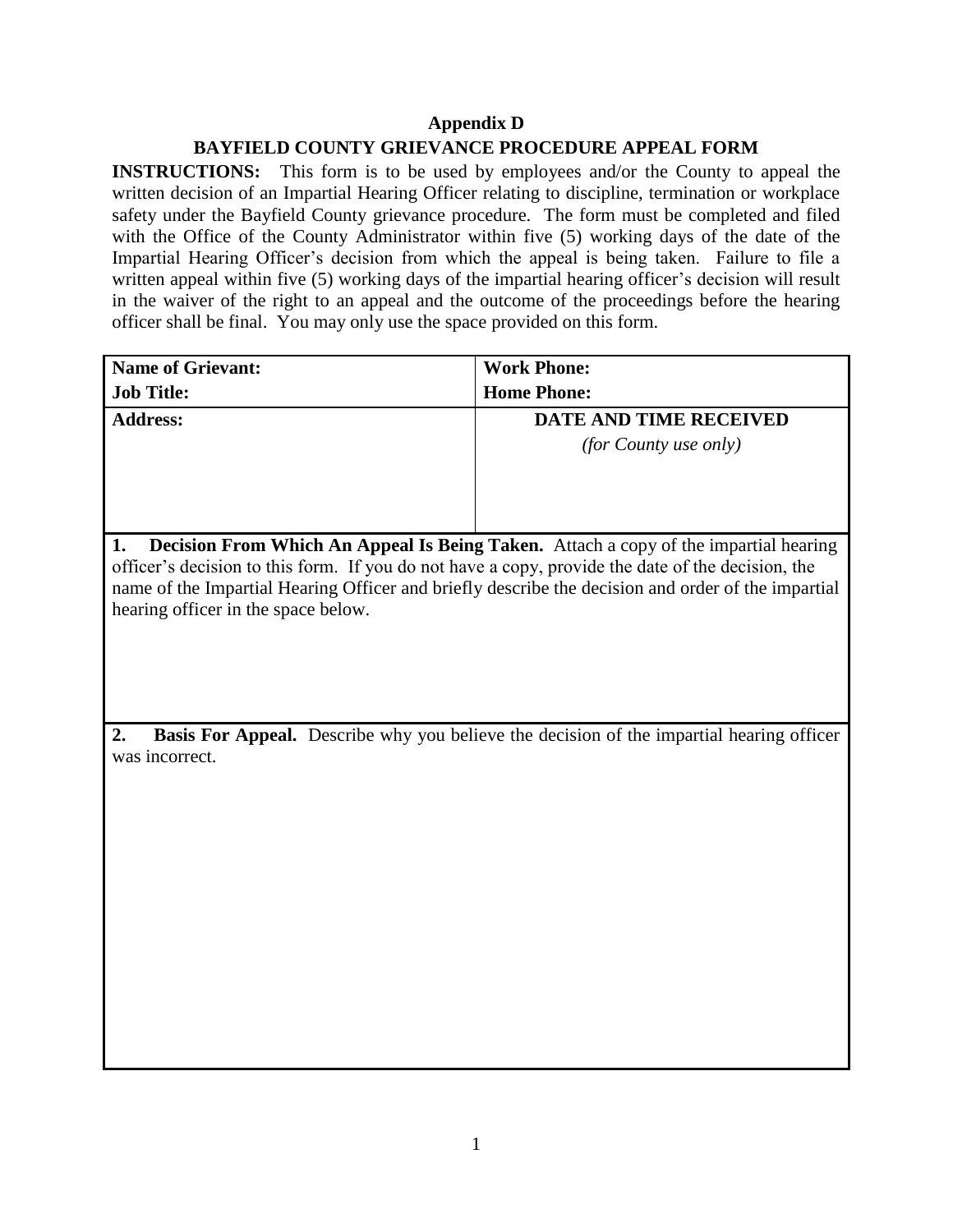## Appendix D

## BAYFIELD COUNTY GRIEVANCE PROCEDURE APPEAL FORM

**INSTRUCTIONS:** This form is to be used by employees and/or the County to appeal the written decision of an Impartial Hearing Officer relating to discipline, termination or workplace safety under the Bayfield County grievance procedure. The form must be completed and filed with the Office of the County Administrator within five (5) working days of the date of the Impartial Hearing Officer's decision from which the appeal is being taken. Failure to file a written appeal within five (5) working days of the impartial hearing officer's decision will result in the waiver of the right to an appeal and the outcome of the proceedings before the hearing officer shall be final. You may only use the space provided on this form.

| **Name of Grievant:** | **Work Phone:** |
|---|---|
| **Job Title:** | **Home Phone:** |
| **Address:** | **DATE AND TIME RECEIVED** *(for County use only)* |

**1. Decision From Which An Appeal Is Being Taken.** Attach a copy of the impartial hearing officer's decision to this form. If you do not have a copy, provide the date of the decision, the name of the Impartial Hearing Officer and briefly describe the decision and order of the impartial hearing officer in the space below.

**2. Basis For Appeal.** Describe why you believe the decision of the impartial hearing officer was incorrect.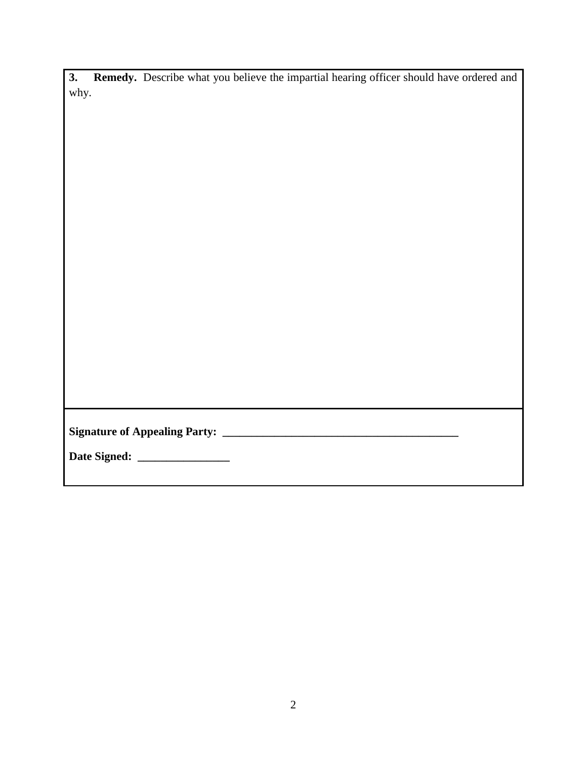**3. Remedy.** Describe what you believe the impartial hearing officer should have ordered and why.

**Signature of Appealing Party:** ________________________________________

**Date Signed:** ________________